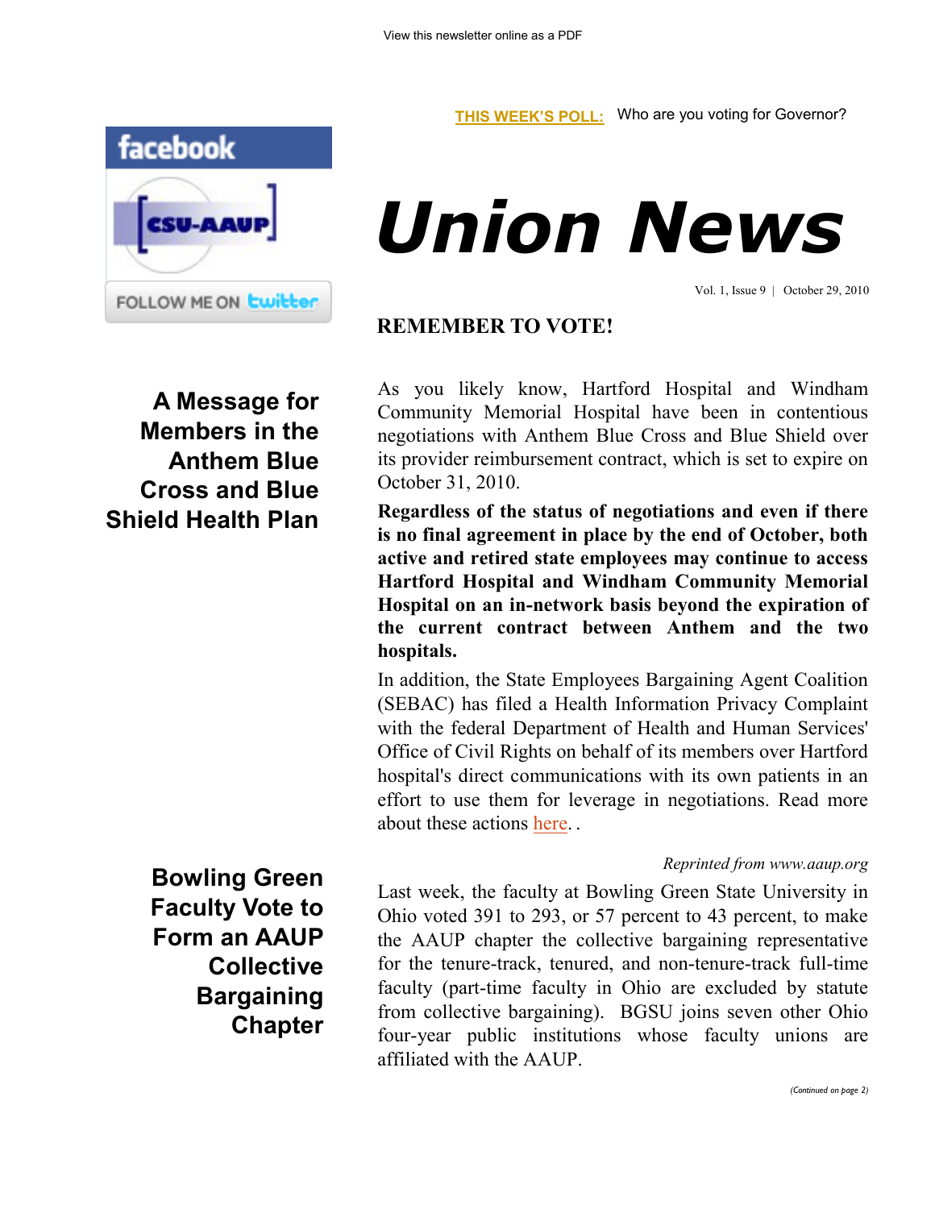View this newsletter online as a PDF

THIS WEEK'S POLL: Who are you voting for Governor?

facebook

CSU-AAUP

FOLLOW ME ON twitter

# Union News

Vol. 1, Issue 9 | October 29, 2010

**REMEMBER TO VOTE!**

## A Message for Members in the Anthem Blue Cross and Blue Shield Health Plan

As you likely know, Hartford Hospital and Windham Community Memorial Hospital have been in contentious negotiations with Anthem Blue Cross and Blue Shield over its provider reimbursement contract, which is set to expire on October 31, 2010.

**Regardless of the status of negotiations and even if there is no final agreement in place by the end of October, both active and retired state employees may continue to access Hartford Hospital and Windham Community Memorial Hospital on an in-network basis beyond the expiration of the current contract between Anthem and the two hospitals.**

In addition, the State Employees Bargaining Agent Coalition (SEBAC) has filed a Health Information Privacy Complaint with the federal Department of Health and Human Services' Office of Civil Rights on behalf of its members over Hartford hospital's direct communications with its own patients in an effort to use them for leverage in negotiations. Read more about these actions here. .

## Bowling Green Faculty Vote to Form an AAUP Collective Bargaining Chapter

*Reprinted from www.aaup.org*

Last week, the faculty at Bowling Green State University in Ohio voted 391 to 293, or 57 percent to 43 percent, to make the AAUP chapter the collective bargaining representative for the tenure-track, tenured, and non-tenure-track full-time faculty (part-time faculty in Ohio are excluded by statute from collective bargaining). BGSU joins seven other Ohio four-year public institutions whose faculty unions are affiliated with the AAUP.

*(Continued on page 2)*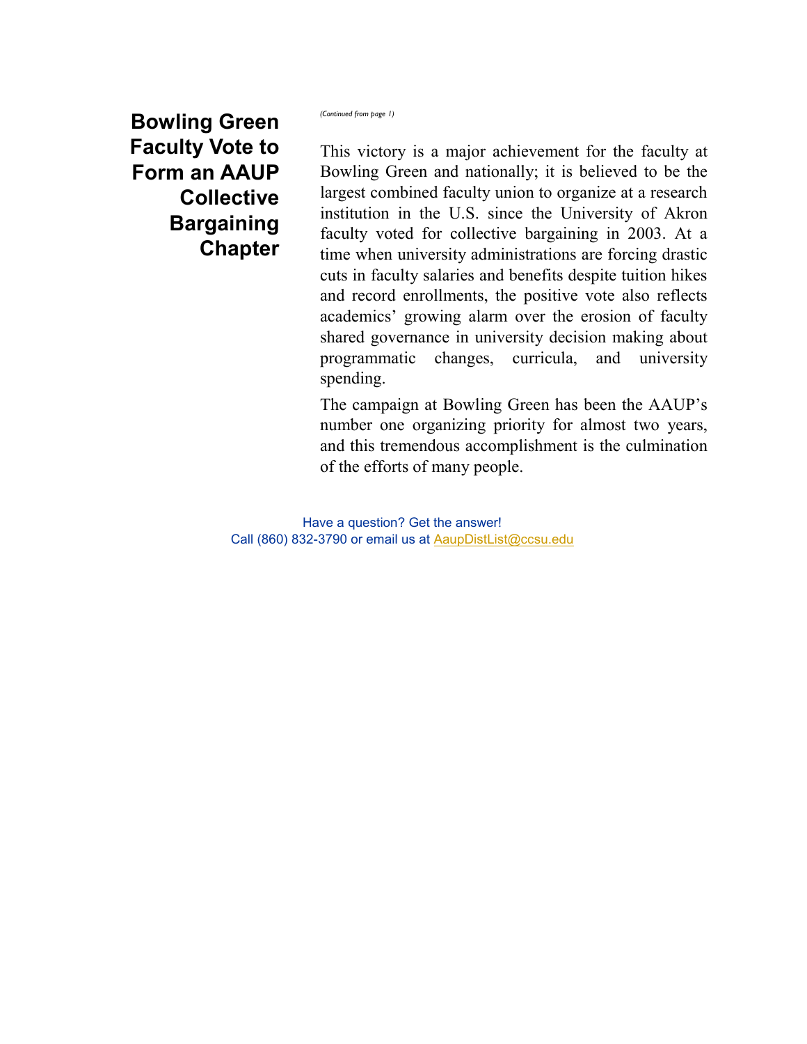## Bowling Green Faculty Vote to Form an AAUP Collective Bargaining Chapter

*(Continued from page 1)*

This victory is a major achievement for the faculty at Bowling Green and nationally; it is believed to be the largest combined faculty union to organize at a research institution in the U.S. since the University of Akron faculty voted for collective bargaining in 2003. At a time when university administrations are forcing drastic cuts in faculty salaries and benefits despite tuition hikes and record enrollments, the positive vote also reflects academics' growing alarm over the erosion of faculty shared governance in university decision making about programmatic changes, curricula, and university spending.

The campaign at Bowling Green has been the AAUP's number one organizing priority for almost two years, and this tremendous accomplishment is the culmination of the efforts of many people.

Have a question? Get the answer!
Call (860) 832-3790 or email us at AaupDistList@ccsu.edu